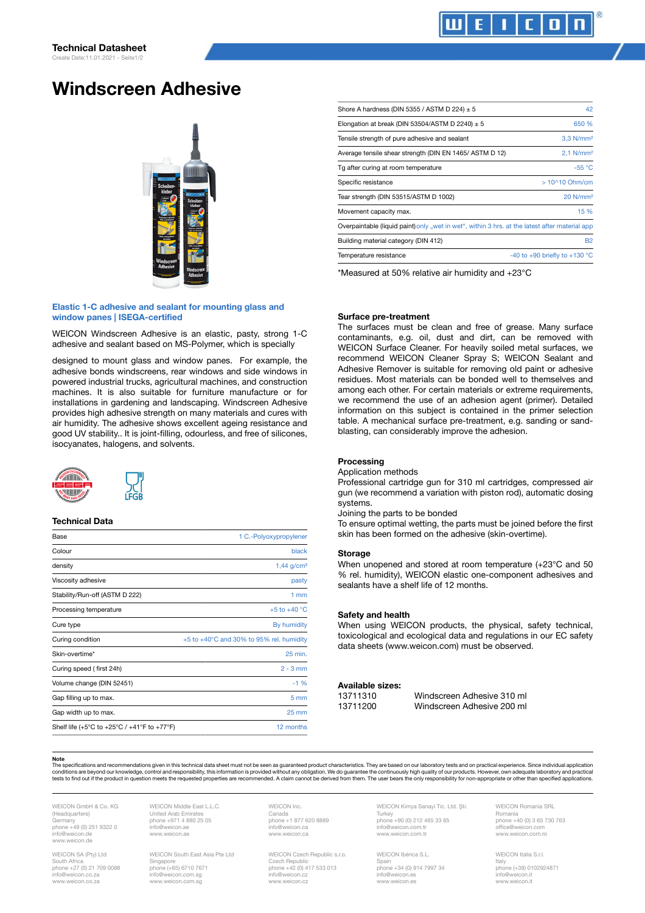# Technical Datasheet

Create Date:11.01.2021 - Seite1/2

# Windscreen Adhesive

**Elastic 1-C adhesive and sealant for mounting glass and window panes | ISEGA-certified**

WEICON Windscreen Adhesive is an elastic, pasty, strong 1-C adhesive and sealant based on MS-Polymer, which is specially

designed to mount glass and window panes. For example, the adhesive bonds windscreens, rear windows and side windows in powered industrial trucks, agricultural machines, and construction machines. It is also suitable for furniture manufacture or for installations in gardening and landscaping. Windscreen Adhesive provides high adhesive strength on many materials and cures with air humidity. The adhesive shows excellent ageing resistance and good UV stability.. It is joint-filling, odourless, and free of silicones, isocyanates, halogens, and solvents.

## Technical Data

| | |
|---|---|
| Base | 1 C.-Polyoxypropylener |
| Colour | black |
| density | 1,44 g/cm³ |
| Viscosity adhesive | pasty |
| Stability/Run-off (ASTM D 222) | 1 mm |
| Processing temperature | +5 to +40 °C |
| Cure type | By humidity |
| Curing condition | +5 to +40°C and 30% to 95% rel. humidity |
| Skin-overtime* | 25 min. |
| Curing speed ( first 24h) | 2 - 3 mm |
| Volume change (DIN 52451) | -1 % |
| Gap filling up to max. | 5 mm |
| Gap width up to max. | 25 mm |
| Shelf life (+5°C to +25°C / +41°F to +77°F) | 12 months |
| Shore A hardness (DIN 5355 / ASTM D 224) ± 5 | 42 |
| Elongation at break (DIN 53504/ASTM D 2240) ± 5 | 650 % |
| Tensile strength of pure adhesive and sealant | 3,3 N/mm² |
| Average tensile shear strength (DIN EN 1465/ ASTM D 12) | 2,1 N/mm² |
| Tg after curing at room temperature | -55 °C |
| Specific resistance | > 10^10 Ohm/cm |
| Tear strength (DIN 53515/ASTM D 1002) | 20 N/mm² |
| Movement capacity max. | 15 % |
| Overpaintable (liquid paint) | only „wet in wet“, within 3 hrs. at the latest after material app |
| Building material category (DIN 412) | B2 |
| Temperature resistance | -40 to +90 briefly to +130 °C |

*Measured at 50% relative air humidity and +23°C

### Surface pre-treatment

The surfaces must be clean and free of grease. Many surface contaminants, e.g. oil, dust and dirt, can be removed with WEICON Surface Cleaner. For heavily soiled metal surfaces, we recommend WEICON Cleaner Spray S; WEICON Sealant and Adhesive Remover is suitable for removing old paint or adhesive residues. Most materials can be bonded well to themselves and among each other. For certain materials or extreme requirements, we recommend the use of an adhesion agent (primer). Detailed information on this subject is contained in the primer selection table. A mechanical surface pre-treatment, e.g. sanding or sand-blasting, can considerably improve the adhesion.

### Processing

Application methods

Professional cartridge gun for 310 ml cartridges, compressed air gun (we recommend a variation with piston rod), automatic dosing systems.

Joining the parts to be bonded

To ensure optimal wetting, the parts must be joined before the first skin has been formed on the adhesive (skin-overtime).

### Storage

When unopened and stored at room temperature (+23°C and 50 % rel. humidity), WEICON elastic one-component adhesives and sealants have a shelf life of 12 months.

### Safety and health

When using WEICON products, the physical, safety technical, toxicological and ecological data and regulations in our EC safety data sheets (www.weicon.com) must be observed.

### Available sizes:

| | |
|---|---|
| 13711310 | Windscreen Adhesive 310 ml |
| 13711200 | Windscreen Adhesive 200 ml |

**Note**

The specifications and recommendations given in this technical data sheet must not be seen as guaranteed product characteristics. They are based on our laboratory tests and on practical experience. Since individual application conditions are beyond our knowledge, control and responsibility, this information is provided without any obligation. We do guarantee the continuously high quality of our products. However, own adequate laboratory and practical tests to find out if the product in question meets the requested properties are recommended. A claim cannot be derived from them. The user bears the only responsibility for non-appropriate or other than specified applications.

WEICON GmbH & Co. KG (Headquarters) Germany phone +49 (0) 251 9322 0 info@weicon.de www.weicon.de

WEICON Middle East L.L.C. United Arab Emirates phone +971 4 880 25 05 info@weicon.ae www.weicon.ae

WEICON Inc. Canada phone +1 877 620 8889 info@weicon.ca www.weicon.ca

WEICON Kimya Sanayi Tic. Ltd. Şti. Turkey phone +90 (0) 212 465 33 65 info@weicon.com.tr www.weicon.com.tr

WEICON Romania SRL Romania phone +40 (0) 3 65 730 763 office@weicon.com www.weicon.com.ro

WEICON SA (Pty) Ltd South Africa phone +27 (0) 21 709 0088 info@weicon.co.za www.weicon.co.za

WEICON South East Asia Pte Ltd Singapore phone (+65) 6710 7671 info@weicon.com.sg www.weicon.com.sg

WEICON Czech Republic s.r.o. Czech Republic phone +42 (0) 417 533 013 info@weicon.cz www.weicon.cz

WEICON Ibérica S.L. Spain phone +34 (0) 914 7997 34 info@weicon.es www.weicon.es

WEICON Italia S.r.l. Italy phone (+39) 0102924871 info@weicon.it www.weicon.it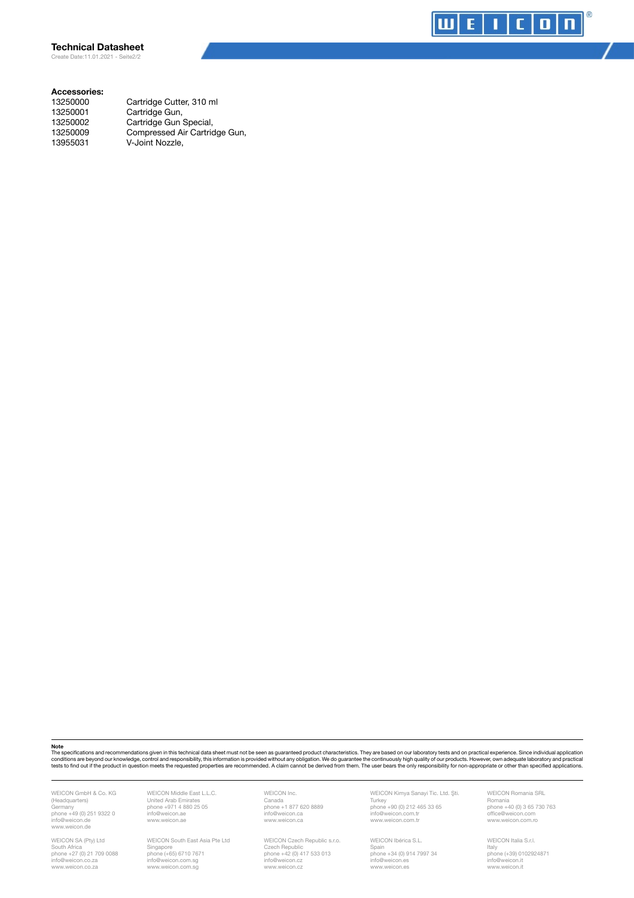**Accessories:**

| | |
|---|---|
| 13250000 | Cartridge Cutter, 310 ml |
| 13250001 | Cartridge Gun, |
| 13250002 | Cartridge Gun Special, |
| 13250009 | Compressed Air Cartridge Gun, |
| 13955031 | V-Joint Nozzle, |

**Note**
The specifications and recommendations given in this technical data sheet must not be seen as guaranteed product characteristics. They are based on our laboratory tests and on practical experience. Since individual application conditions are beyond our knowledge, control and responsibility, this information is provided without any obligation. We do guarantee the continuously high quality of our products. However, own adequate laboratory and practical tests to find out if the product in question meets the requested properties are recommended. A claim cannot be derived from them. The user bears the only responsibility for non-appropriate or other than specified applications.

WEICON GmbH & Co. KG
(Headquarters)
Germany
phone +49 (0) 251 9322 0
info@weicon.de
www.weicon.de

WEICON Middle East L.L.C.
United Arab Emirates
phone +971 4 880 25 05
info@weicon.ae
www.weicon.ae

WEICON Inc.
Canada
phone +1 877 620 8889
info@weicon.ca
www.weicon.ca

WEICON Kimya Sanayi Tic. Ltd. Şti.
Turkey
phone +90 (0) 212 465 33 65
info@weicon.com.tr
www.weicon.com.tr

WEICON Romania SRL
Romania
phone +40 (0) 3 65 730 763
office@weicon.com
www.weicon.com.ro

WEICON SA (Pty) Ltd
South Africa
phone +27 (0) 21 709 0088
info@weicon.co.za
www.weicon.co.za

WEICON South East Asia Pte Ltd
Singapore
phone (+65) 6710 7671
info@weicon.com.sg
www.weicon.com.sg

WEICON Czech Republic s.r.o.
Czech Republic
phone +42 (0) 417 533 013
info@weicon.cz
www.weicon.cz

WEICON Ibérica S.L.
Spain
phone +34 (0) 914 7997 34
info@weicon.es
www.weicon.es

WEICON Italia S.r.l.
Italy
phone (+39) 0102924871
info@weicon.it
www.weicon.it